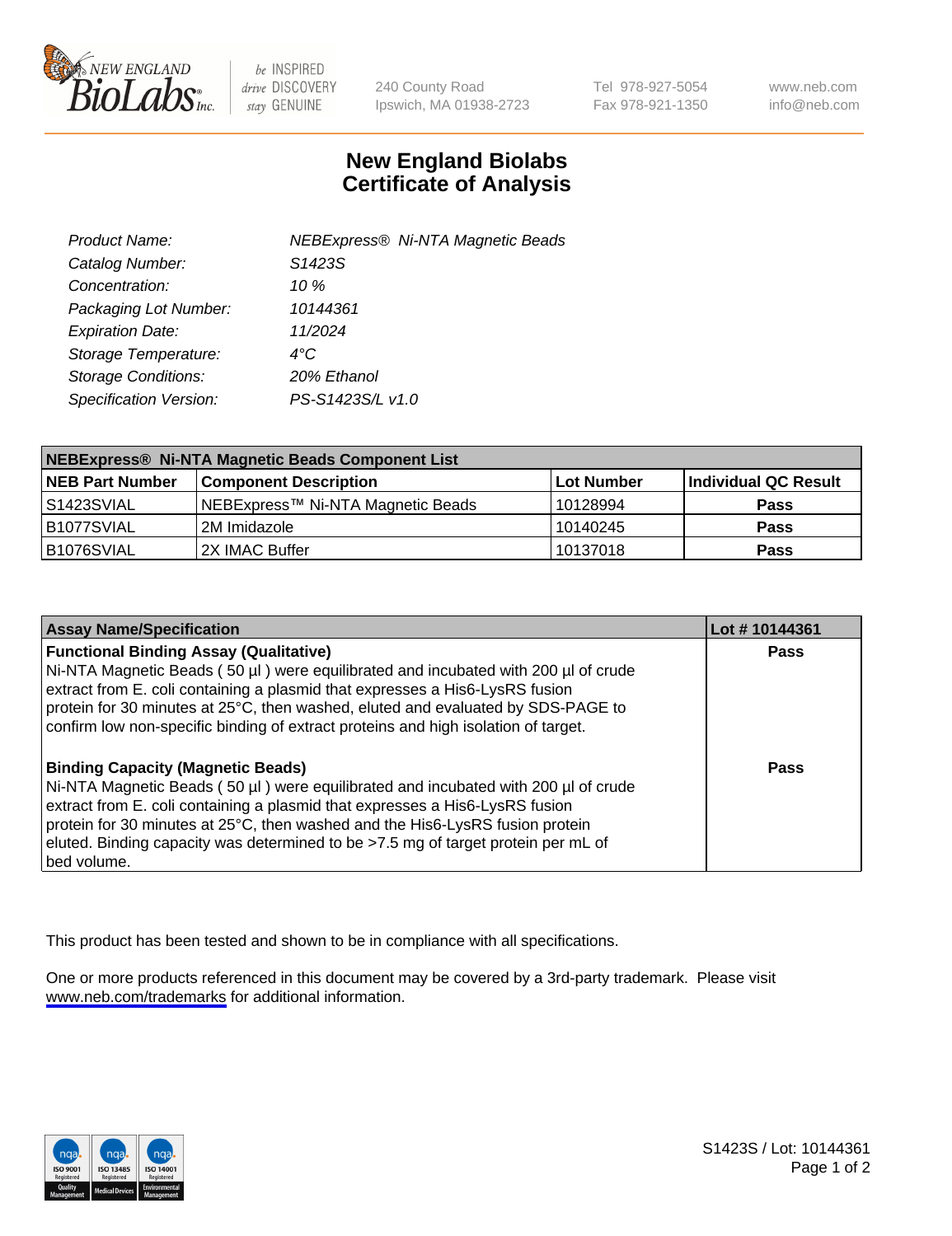# New England Biolabs
# Certificate of Analysis

| | |
|---|---|
| *Product Name:* | *NEBExpress® Ni-NTA Magnetic Beads* |
| *Catalog Number:* | *S1423S* |
| *Concentration:* | *10 %* |
| *Packaging Lot Number:* | *10144361* |
| *Expiration Date:* | *11/2024* |
| *Storage Temperature:* | *4°C* |
| *Storage Conditions:* | *20% Ethanol* |
| *Specification Version:* | *PS-S1423S/L v1.0* |

| **NEBExpress® Ni-NTA Magnetic Beads Component List** | | | |
|---|---|---|---|
| **NEB Part Number** | **Component Description** | **Lot Number** | **Individual QC Result** |
| S1423SVIAL | NEBExpress™ Ni-NTA Magnetic Beads | 10128994 | **Pass** |
| B1077SVIAL | 2M Imidazole | 10140245 | **Pass** |
| B1076SVIAL | 2X IMAC Buffer | 10137018 | **Pass** |

| **Assay Name/Specification** | **Lot # 10144361** |
|---|---|
| **Functional Binding Assay (Qualitative)**<br>Ni-NTA Magnetic Beads ( 50 µl ) were equilibrated and incubated with 200 µl of crude extract from E. coli containing a plasmid that expresses a His6-LysRS fusion protein for 30 minutes at 25°C, then washed, eluted and evaluated by SDS-PAGE to confirm low non-specific binding of extract proteins and high isolation of target. | **Pass** |
| **Binding Capacity (Magnetic Beads)**<br>Ni-NTA Magnetic Beads ( 50 µl ) were equilibrated and incubated with 200 µl of crude extract from E. coli containing a plasmid that expresses a His6-LysRS fusion protein for 30 minutes at 25°C, then washed and the His6-LysRS fusion protein eluted. Binding capacity was determined to be >7.5 mg of target protein per mL of bed volume. | **Pass** |

This product has been tested and shown to be in compliance with all specifications.

One or more products referenced in this document may be covered by a 3rd-party trademark. Please visit www.neb.com/trademarks for additional information.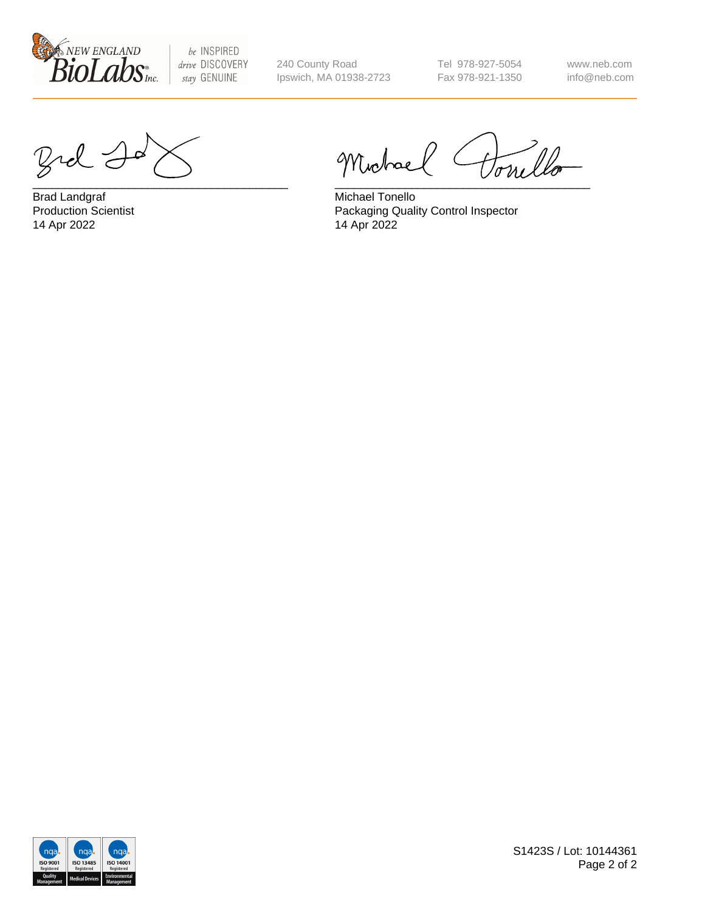Brad Landgraf
Production Scientist
14 Apr 2022

Michael Tonello
Packaging Quality Control Inspector
14 Apr 2022

S1423S / Lot: 10144361